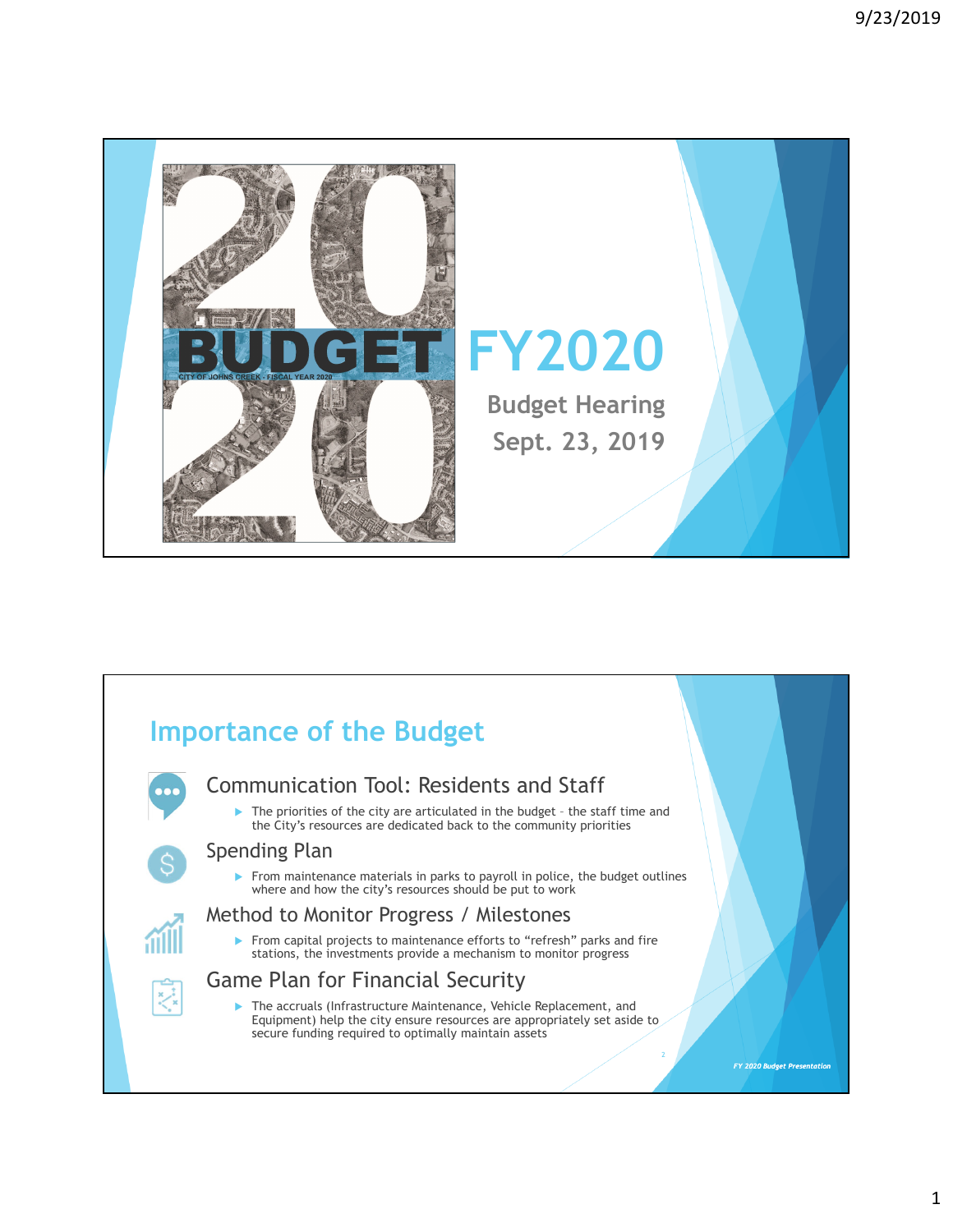# BUDGET FY2020

CITY OF JOHNS CREEK - FISCAL YEAR 2020

Budget Hearing

Sept. 23, 2019

## Importance of the Budget

### Communication Tool: Residents and Staff

- The priorities of the city are articulated in the budget – the staff time and the City's resources are dedicated back to the community priorities

### Spending Plan

- From maintenance materials in parks to payroll in police, the budget outlines where and how the city's resources should be put to work

### Method to Monitor Progress / Milestones

- From capital projects to maintenance efforts to "refresh" parks and fire stations, the investments provide a mechanism to monitor progress

### Game Plan for Financial Security

- The accruals (Infrastructure Maintenance, Vehicle Replacement, and Equipment) help the city ensure resources are appropriately set aside to secure funding required to optimally maintain assets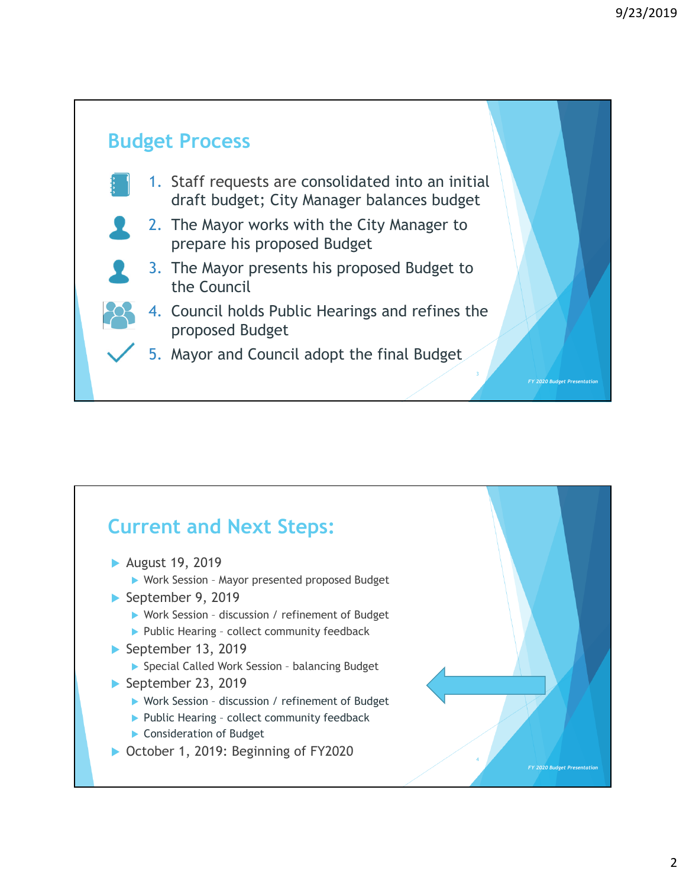## Budget Process

1. Staff requests are consolidated into an initial draft budget; City Manager balances budget
2. The Mayor works with the City Manager to prepare his proposed Budget
3. The Mayor presents his proposed Budget to the Council
4. Council holds Public Hearings and refines the proposed Budget
5. Mayor and Council adopt the final Budget

## Current and Next Steps:

- August 19, 2019
  - Work Session – Mayor presented proposed Budget
- September 9, 2019
  - Work Session – discussion / refinement of Budget
  - Public Hearing – collect community feedback
- September 13, 2019
  - Special Called Work Session – balancing Budget
- September 23, 2019
  - Work Session – discussion / refinement of Budget
  - Public Hearing – collect community feedback
  - Consideration of Budget
- October 1, 2019: Beginning of FY2020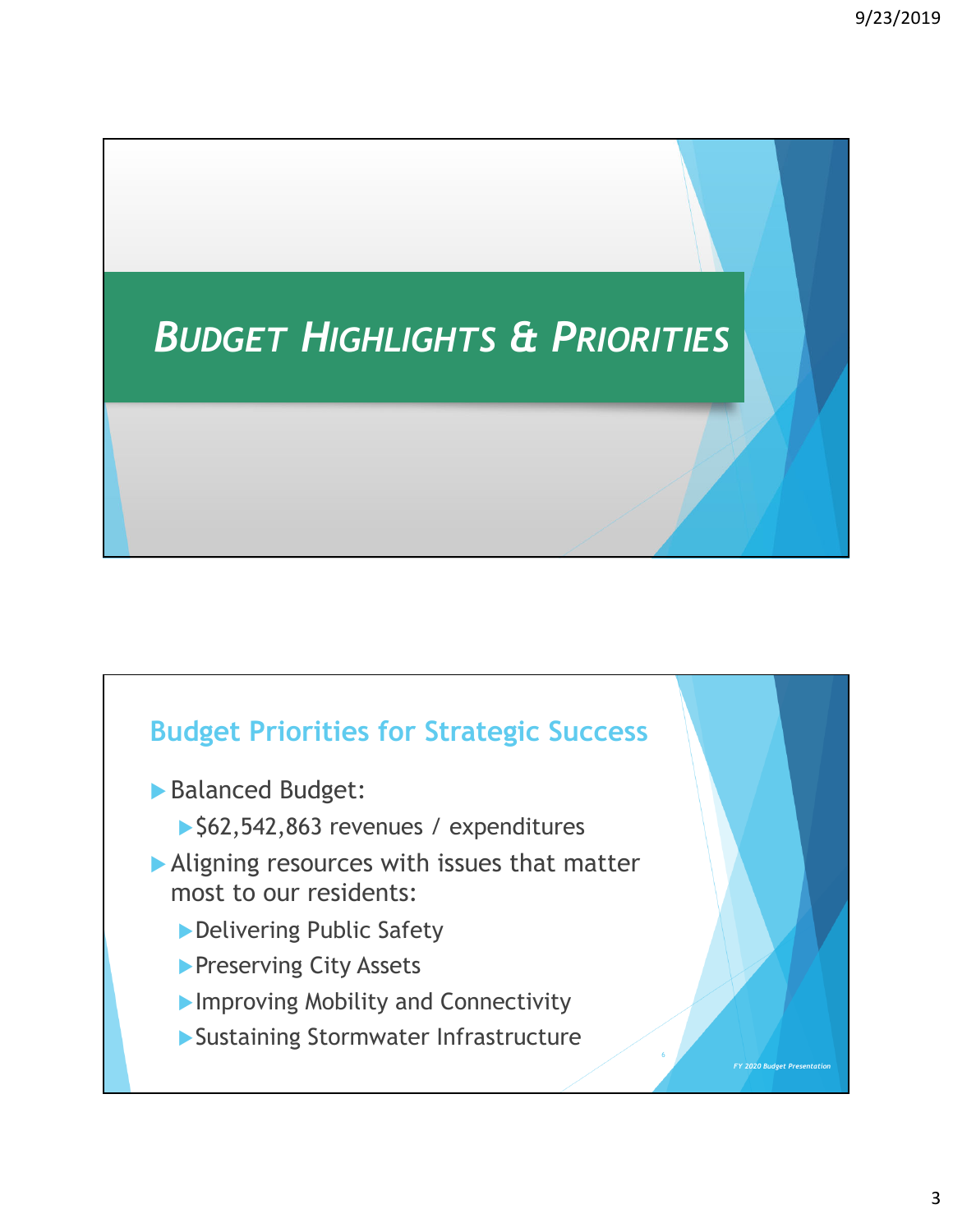# *Budget Highlights & Priorities*

## Budget Priorities for Strategic Success

- Balanced Budget:
  - $62,542,863 revenues / expenditures
- Aligning resources with issues that matter most to our residents:
  - Delivering Public Safety
  - Preserving City Assets
  - Improving Mobility and Connectivity
  - Sustaining Stormwater Infrastructure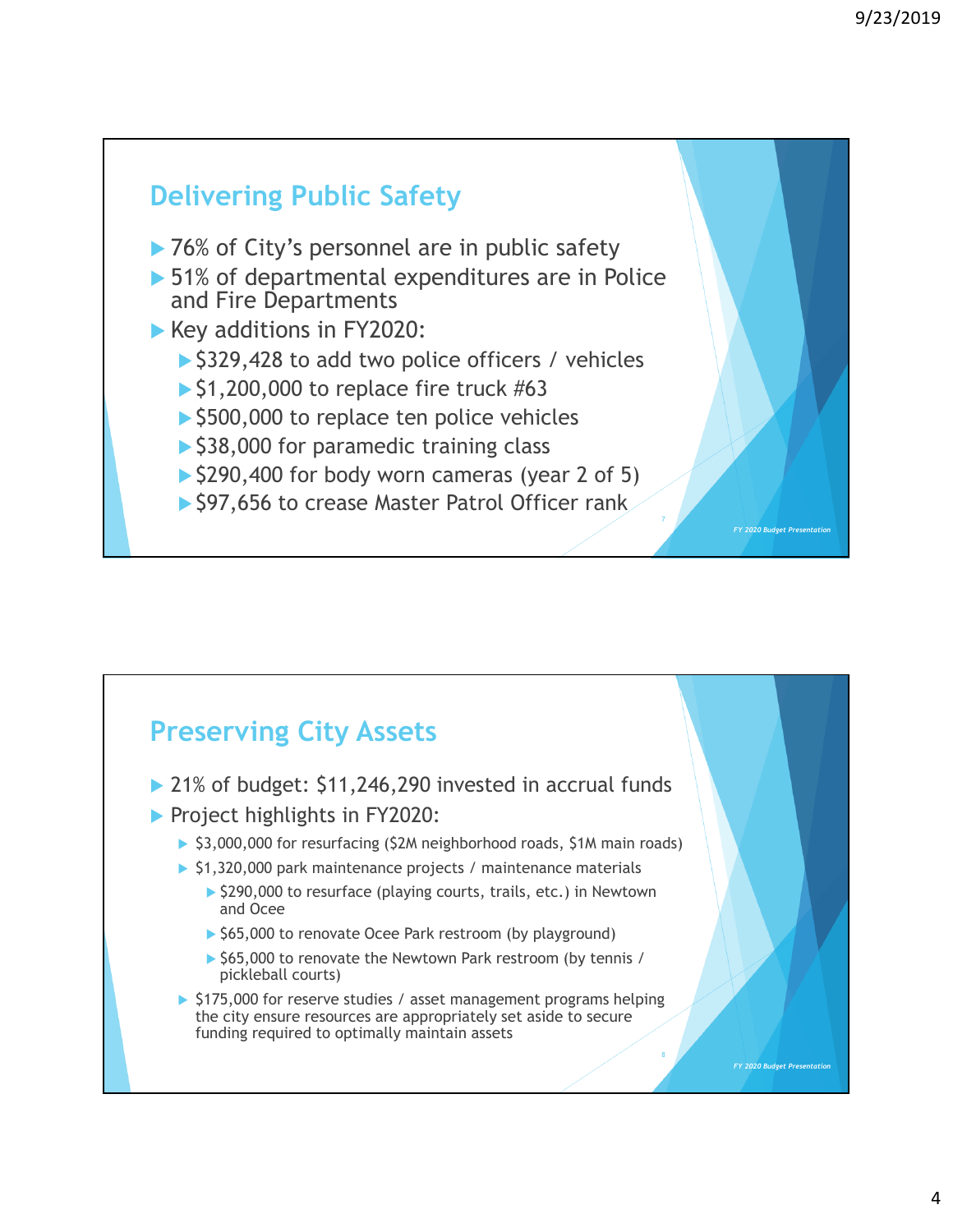## Delivering Public Safety

- 76% of City's personnel are in public safety
- 51% of departmental expenditures are in Police and Fire Departments
- Key additions in FY2020:
  - $329,428 to add two police officers / vehicles
  - $1,200,000 to replace fire truck #63
  - $500,000 to replace ten police vehicles
  - $38,000 for paramedic training class
  - $290,400 for body worn cameras (year 2 of 5)
  - $97,656 to crease Master Patrol Officer rank

## Preserving City Assets

- 21% of budget: $11,246,290 invested in accrual funds
- Project highlights in FY2020:
  - $3,000,000 for resurfacing ($2M neighborhood roads, $1M main roads)
  - $1,320,000 park maintenance projects / maintenance materials
    - $290,000 to resurface (playing courts, trails, etc.) in Newtown and Ocee
    - $65,000 to renovate Ocee Park restroom (by playground)
    - $65,000 to renovate the Newtown Park restroom (by tennis / pickleball courts)
  - $175,000 for reserve studies / asset management programs helping the city ensure resources are appropriately set aside to secure funding required to optimally maintain assets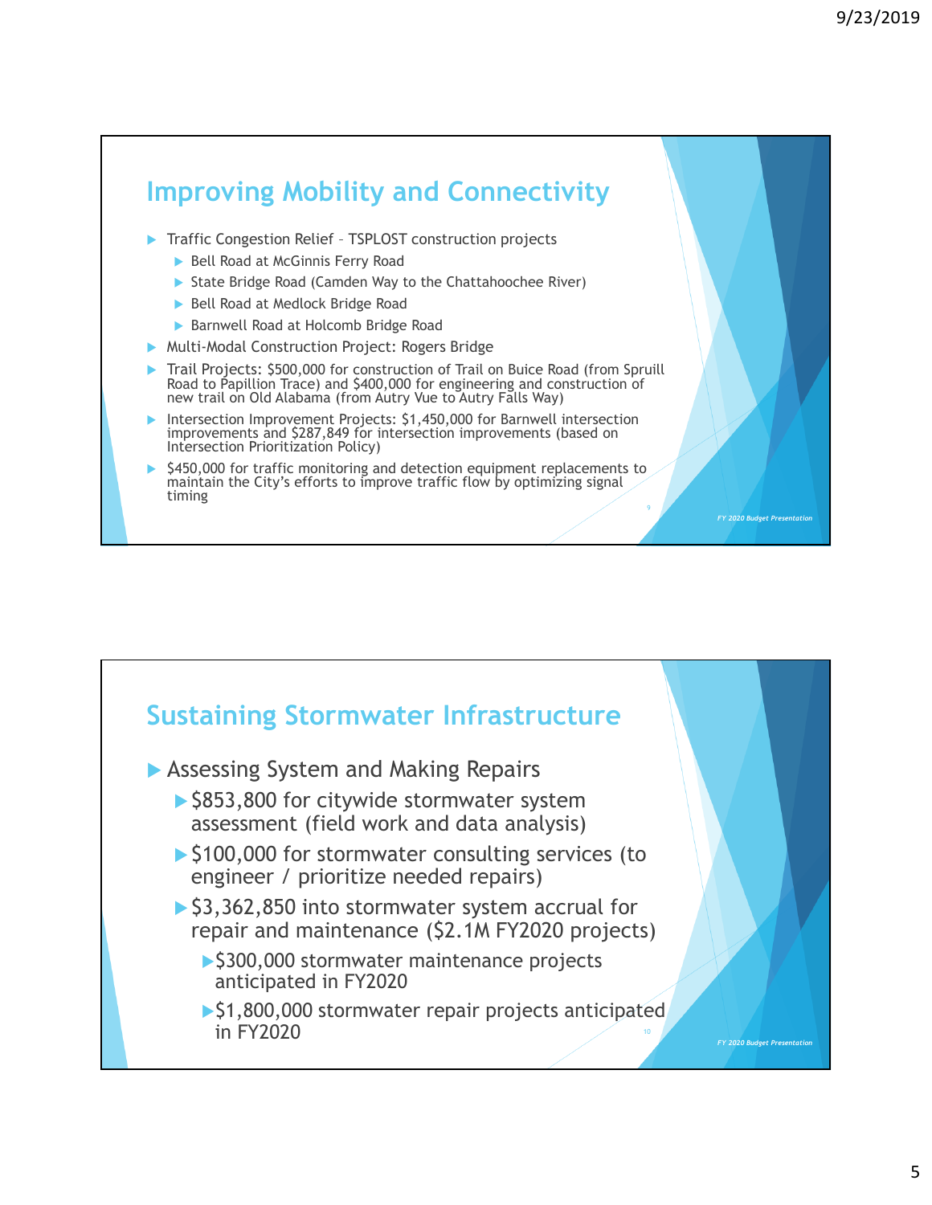## Improving Mobility and Connectivity

- Traffic Congestion Relief – TSPLOST construction projects
  - Bell Road at McGinnis Ferry Road
  - State Bridge Road (Camden Way to the Chattahoochee River)
  - Bell Road at Medlock Bridge Road
  - Barnwell Road at Holcomb Bridge Road
- Multi-Modal Construction Project: Rogers Bridge
- Trail Projects: $500,000 for construction of Trail on Buice Road (from Spruill Road to Papillion Trace) and $400,000 for engineering and construction of new trail on Old Alabama (from Autry Vue to Autry Falls Way)
- Intersection Improvement Projects: $1,450,000 for Barnwell intersection improvements and $287,849 for intersection improvements (based on Intersection Prioritization Policy)
- $450,000 for traffic monitoring and detection equipment replacements to maintain the City's efforts to improve traffic flow by optimizing signal timing

*FY 2020 Budget Presentation*

## Sustaining Stormwater Infrastructure

- Assessing System and Making Repairs
  - $853,800 for citywide stormwater system assessment (field work and data analysis)
  - $100,000 for stormwater consulting services (to engineer / prioritize needed repairs)
  - $3,362,850 into stormwater system accrual for repair and maintenance ($2.1M FY2020 projects)
    - $300,000 stormwater maintenance projects anticipated in FY2020
    - $1,800,000 stormwater repair projects anticipated in FY2020

*FY 2020 Budget Presentation*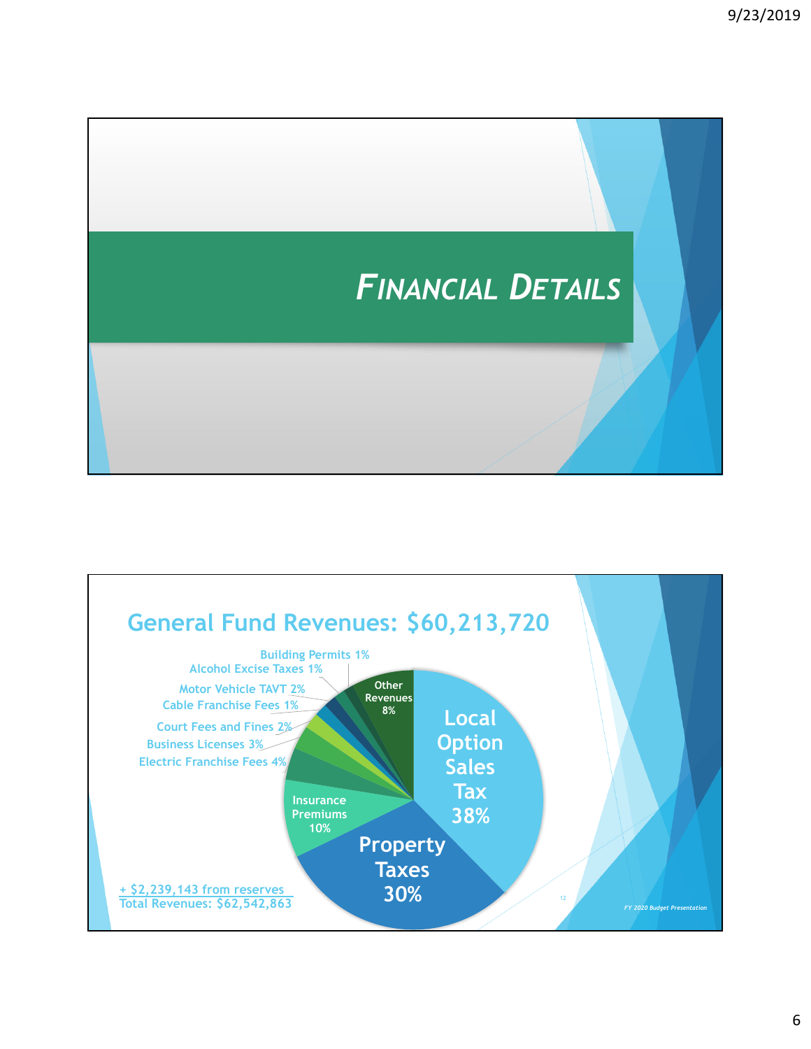# *Financial Details*

## General Fund Revenues: $60,213,720

- Local Option Sales Tax 38%
- Property Taxes 30%
- Insurance Premiums 10%
- Other Revenues 8%
- Electric Franchise Fees 4%
- Business Licenses 3%
- Court Fees and Fines 2%
- Motor Vehicle TAVT 2%
- Cable Franchise Fees 1%
- Alcohol Excise Taxes 1%
- Building Permits 1%

+ $2,239,143 from reserves
Total Revenues: $62,542,863

*FY 2020 Budget Presentation*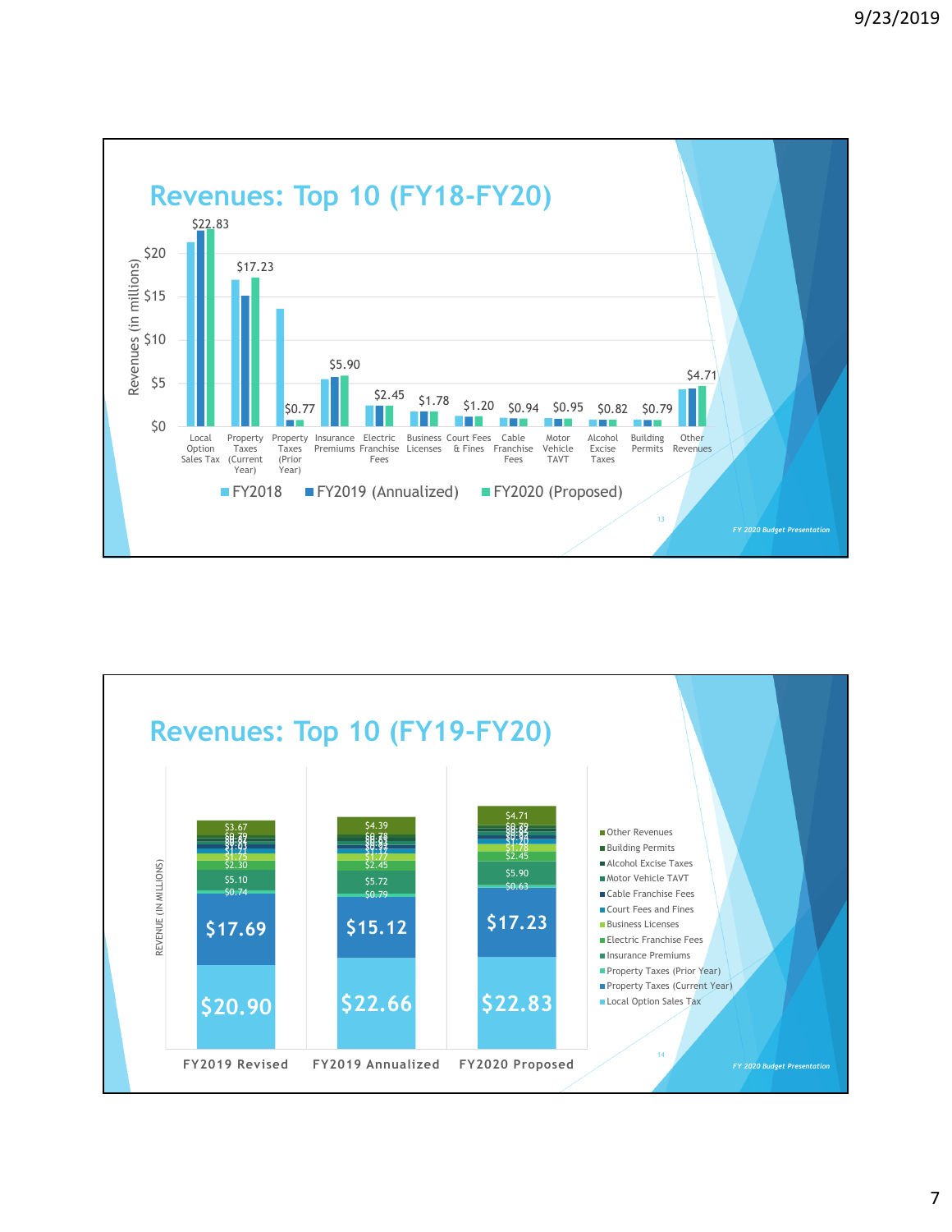## Revenues: Top 10 (FY18-FY20)

Revenues (in millions)

| Category | FY2018 | FY2019 (Annualized) | FY2020 (Proposed) |
|---|---|---|---|
| Local Option Sales Tax | | | $22.83 |
| Property Taxes (Current Year) | | | $17.23 |
| Property Taxes (Prior Year) | | | $0.77 |
| Insurance Premiums | | | $5.90 |
| Electric Franchise Fees | | | $2.45 |
| Business Licenses | | | $1.78 |
| Court Fees & Fines | | | $1.20 |
| Cable Franchise Fees | | | $0.94 |
| Motor Vehicle TAVT | | | $0.95 |
| Alcohol Excise Taxes | | | $0.82 |
| Building Permits | | | $0.79 |
| Other Revenues | | | $4.71 |

FY 2020 Budget Presentation

## Revenues: Top 10 (FY19-FY20)

REVENUE (IN MILLIONS)

| Category | FY2019 Revised | FY2019 Annualized | FY2020 Proposed |
|---|---|---|---|
| Other Revenues | $3.67 | $4.39 | $4.71 |
| Electric Franchise Fees | $2.30 | $2.45 | $2.45 |
| Business Licenses | $1.75 | $1.77 | $1.78 |
| Insurance Premiums | $5.10 | $5.72 | $5.90 |
| Property Taxes (Prior Year) | $0.74 | $0.79 | $0.63 |
| Property Taxes (Current Year) | $17.69 | $15.12 | $17.23 |
| Local Option Sales Tax | $20.90 | $22.66 | $22.83 |

Legend: Other Revenues, Building Permits, Alcohol Excise Taxes, Motor Vehicle TAVT, Cable Franchise Fees, Court Fees and Fines, Business Licenses, Electric Franchise Fees, Insurance Premiums, Property Taxes (Prior Year), Property Taxes (Current Year), Local Option Sales Tax

FY 2020 Budget Presentation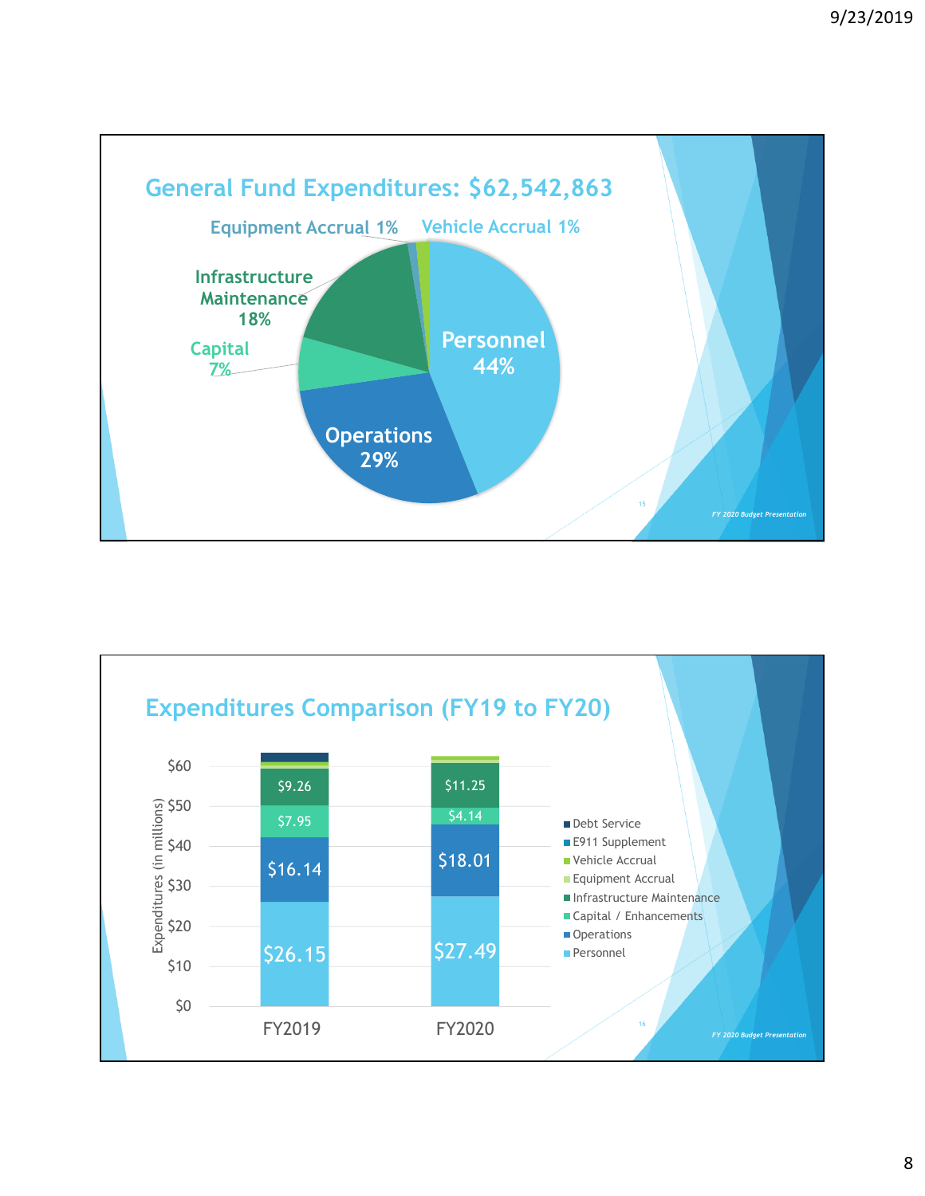## General Fund Expenditures: $62,542,863

- Personnel 44%
- Operations 29%
- Capital 7%
- Infrastructure Maintenance 18%
- Equipment Accrual 1%
- Vehicle Accrual 1%

## Expenditures Comparison (FY19 to FY20)

Expenditures (in millions)

| Category | FY2019 | FY2020 |
|---|---|---|
| Personnel | $26.15 | $27.49 |
| Operations | $16.14 | $18.01 |
| Capital / Enhancements | $7.95 | $4.14 |
| Infrastructure Maintenance | $9.26 | $11.25 |
| Equipment Accrual | | |
| Vehicle Accrual | | |
| E911 Supplement | | |
| Debt Service | | |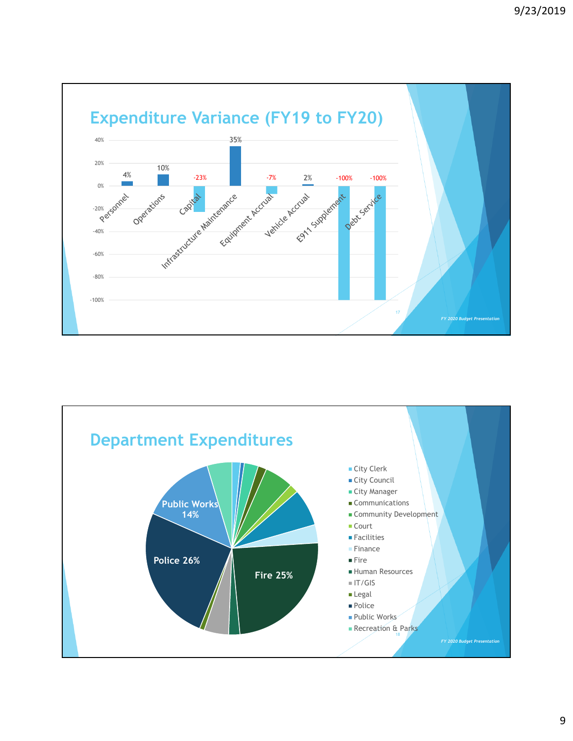## Expenditure Variance (FY19 to FY20)

| Category | Variance |
|---|---|
| Personnel | 4% |
| Operations | 10% |
| Capital | -23% |
| Infrastructure Maintenance | 35% |
| Equipment Accrual | -7% |
| Vehicle Accrual | 2% |
| E911 Supplement | -100% |
| Debt Service | -100% |

*FY 2020 Budget Presentation*

## Department Expenditures

- City Clerk
- City Council
- City Manager
- Communications
- Community Development
- Court
- Facilities
- Finance
- Fire
- Human Resources
- IT/GIS
- Legal
- Police
- Public Works
- Recreation & Parks

Police 26%

Fire 25%

Public Works 14%

*FY 2020 Budget Presentation*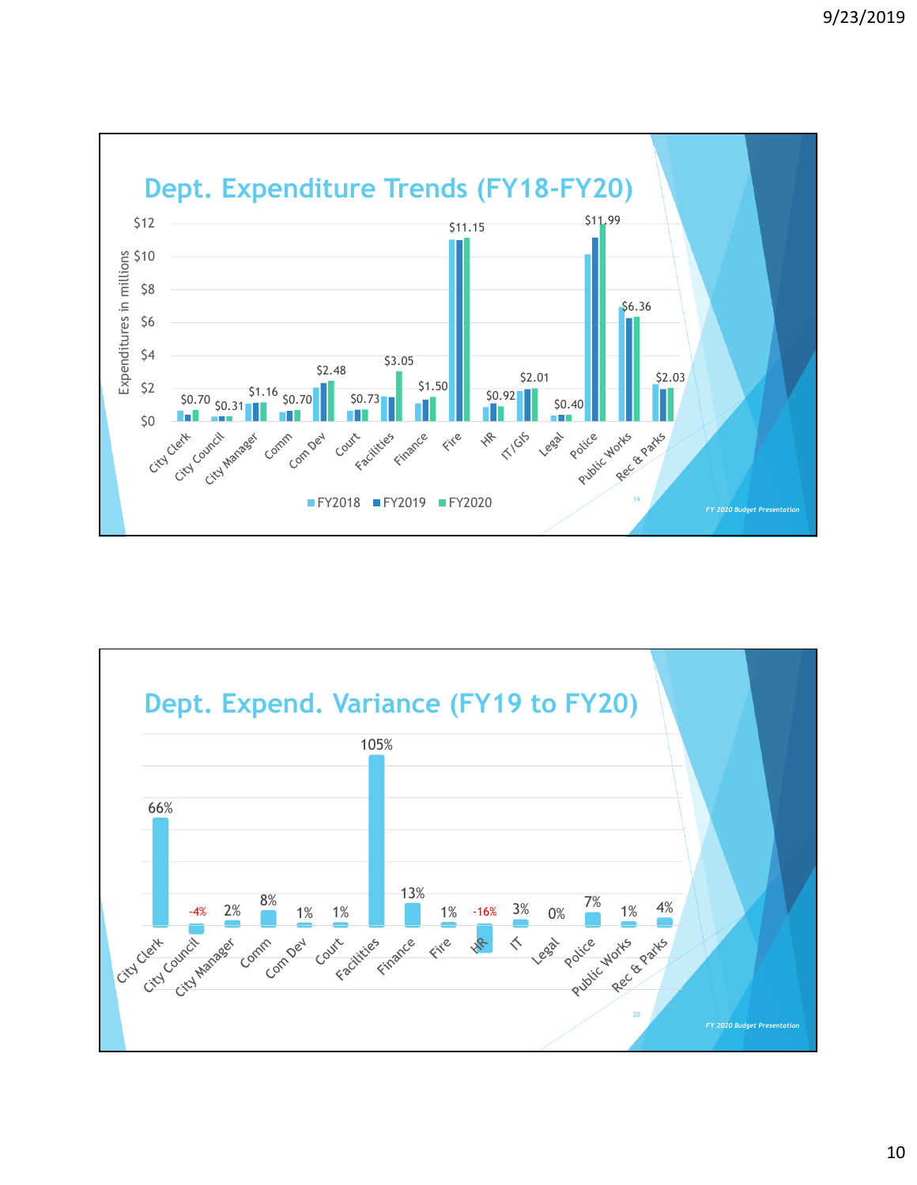## Dept. Expenditure Trends (FY18-FY20)

Expenditures in millions

| Department | FY2020 (label) |
|---|---|
| City Clerk | $0.70 |
| City Council | $0.31 |
| City Manager | $1.16 |
| Comm | $0.70 |
| Com Dev | $2.48 |
| Court | $0.73 |
| Facilities | $3.05 |
| Finance | $1.50 |
| Fire | $11.15 |
| HR | $0.92 |
| IT/GIS | $2.01 |
| Legal | $0.40 |
| Police | $11.99 |
| Public Works | $6.36 |
| Rec & Parks | $2.03 |

FY2018 ■ FY2019 ■ FY2020

*FY 2020 Budget Presentation*

## Dept. Expend. Variance (FY19 to FY20)

| Department | Variance |
|---|---|
| City Clerk | 66% |
| City Council | -4% |
| City Manager | 2% |
| Comm | 8% |
| Com Dev | 1% |
| Court | 1% |
| Facilities | 105% |
| Finance | 13% |
| Fire | 1% |
| HR | -16% |
| IT | 3% |
| Legal | 0% |
| Police | 7% |
| Public Works | 1% |
| Rec & Parks | 4% |

*FY 2020 Budget Presentation*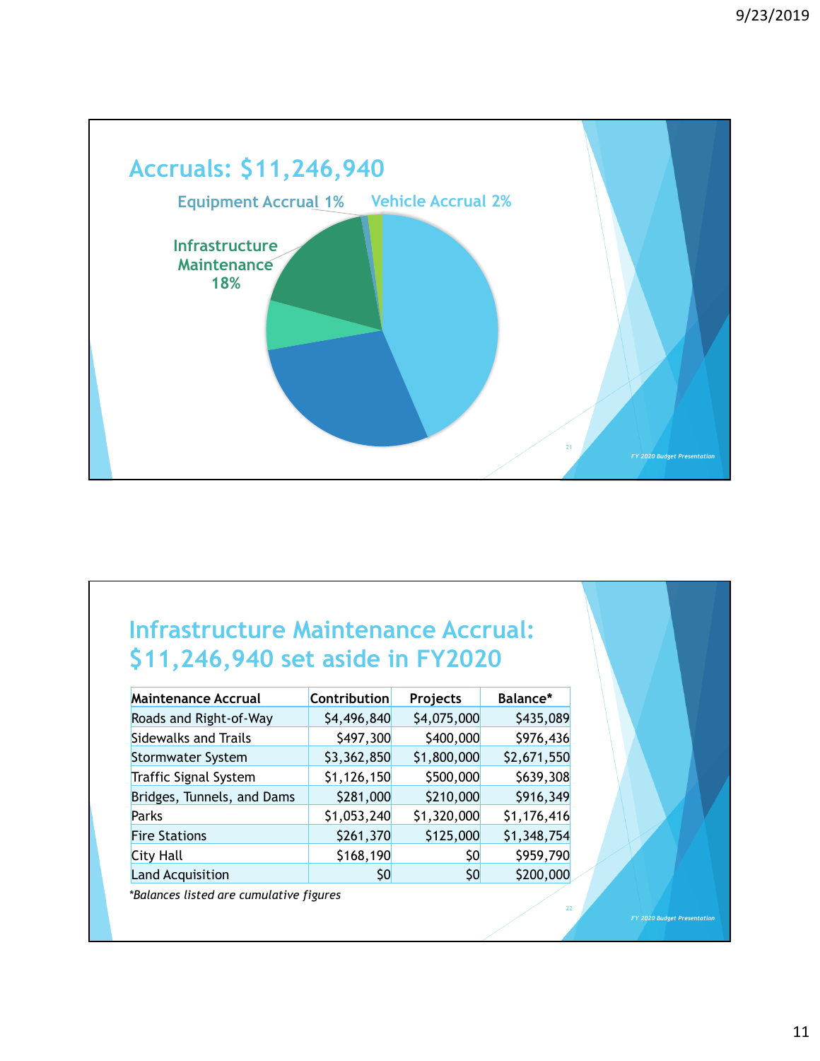## Accruals: $11,246,940

Equipment Accrual 1%

Vehicle Accrual 2%

Infrastructure Maintenance 18%

## Infrastructure Maintenance Accrual: $11,246,940 set aside in FY2020

| Maintenance Accrual | Contribution | Projects | Balance* |
| --- | --- | --- | --- |
| Roads and Right-of-Way | $4,496,840 | $4,075,000 | $435,089 |
| Sidewalks and Trails | $497,300 | $400,000 | $976,436 |
| Stormwater System | $3,362,850 | $1,800,000 | $2,671,550 |
| Traffic Signal System | $1,126,150 | $500,000 | $639,308 |
| Bridges, Tunnels, and Dams | $281,000 | $210,000 | $916,349 |
| Parks | $1,053,240 | $1,320,000 | $1,176,416 |
| Fire Stations | $261,370 | $125,000 | $1,348,754 |
| City Hall | $168,190 | $0 | $959,790 |
| Land Acquisition | $0 | $0 | $200,000 |

*Balances listed are cumulative figures*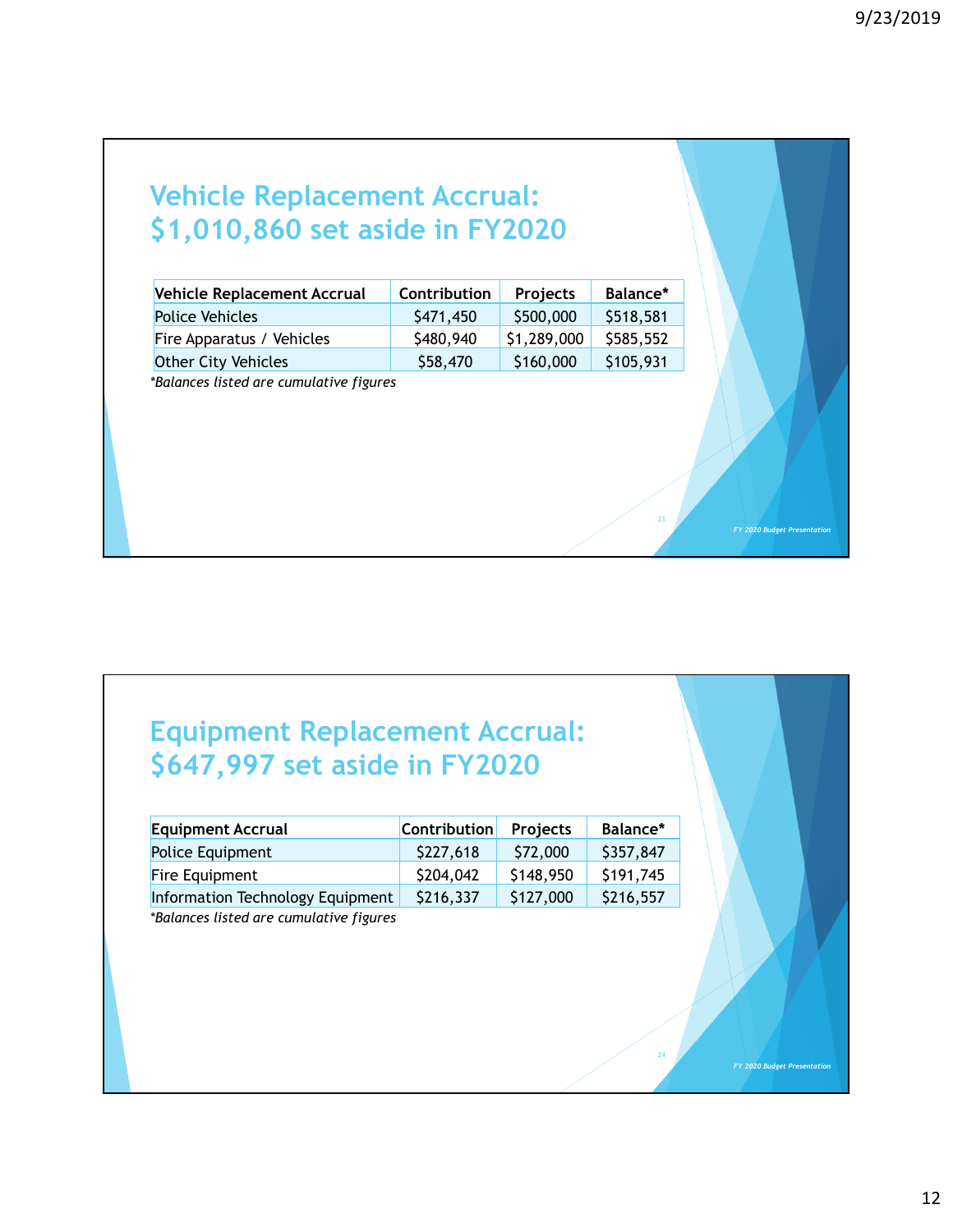## Vehicle Replacement Accrual: $1,010,860 set aside in FY2020

| Vehicle Replacement Accrual | Contribution | Projects | Balance* |
|---|---|---|---|
| Police Vehicles | $471,450 | $500,000 | $518,581 |
| Fire Apparatus / Vehicles | $480,940 | $1,289,000 | $585,552 |
| Other City Vehicles | $58,470 | $160,000 | $105,931 |

*Balances listed are cumulative figures*

## Equipment Replacement Accrual: $647,997 set aside in FY2020

| Equipment Accrual | Contribution | Projects | Balance* |
|---|---|---|---|
| Police Equipment | $227,618 | $72,000 | $357,847 |
| Fire Equipment | $204,042 | $148,950 | $191,745 |
| Information Technology Equipment | $216,337 | $127,000 | $216,557 |

*Balances listed are cumulative figures*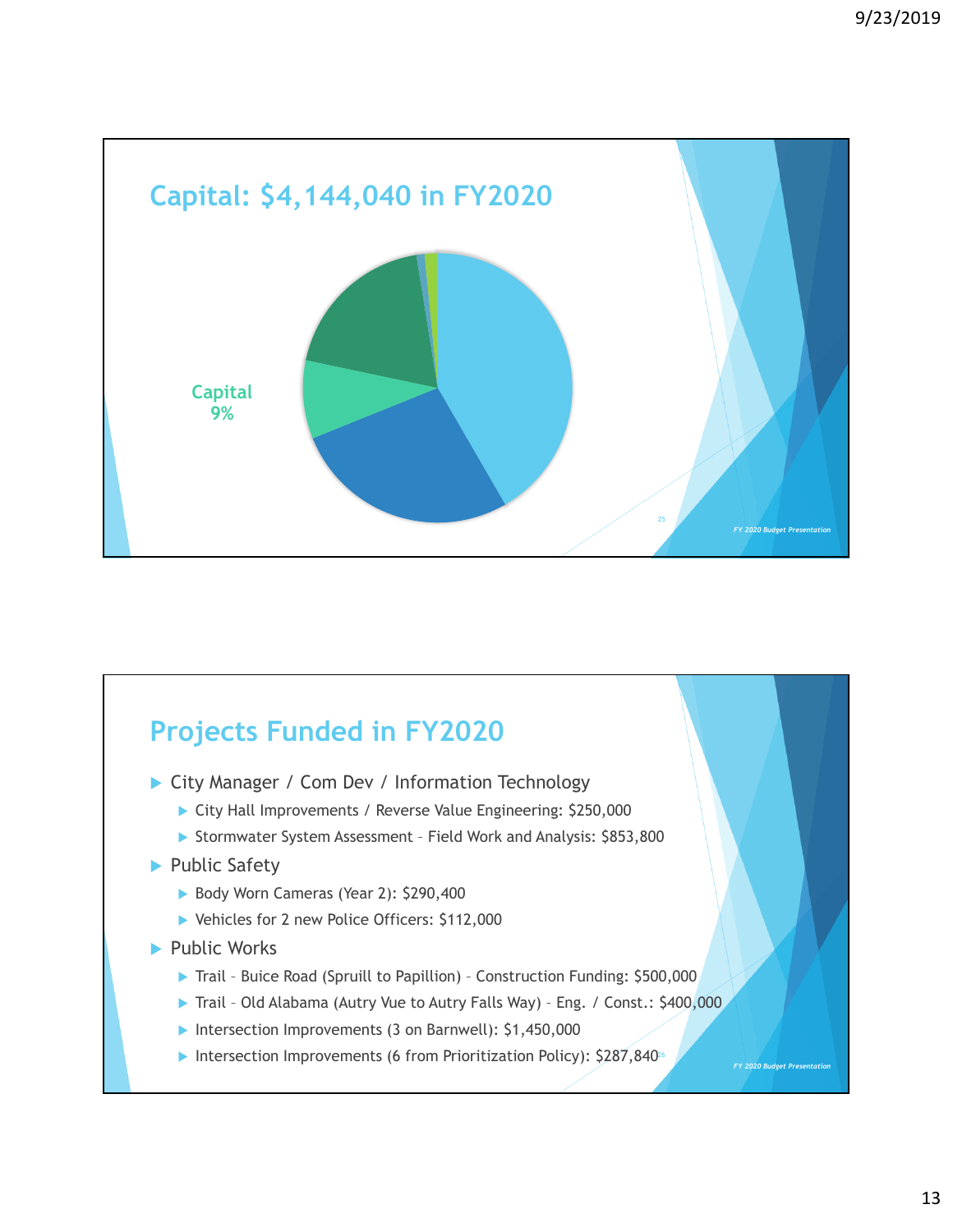## Capital: $4,144,040 in FY2020

Capital
9%

## Projects Funded in FY2020

- City Manager / Com Dev / Information Technology
  - City Hall Improvements / Reverse Value Engineering: $250,000
  - Stormwater System Assessment – Field Work and Analysis: $853,800
- Public Safety
  - Body Worn Cameras (Year 2): $290,400
  - Vehicles for 2 new Police Officers: $112,000
- Public Works
  - Trail – Buice Road (Spruill to Papillion) – Construction Funding: $500,000
  - Trail – Old Alabama (Autry Vue to Autry Falls Way) – Eng. / Const.: $400,000
  - Intersection Improvements (3 on Barnwell): $1,450,000
  - Intersection Improvements (6 from Prioritization Policy): $287,840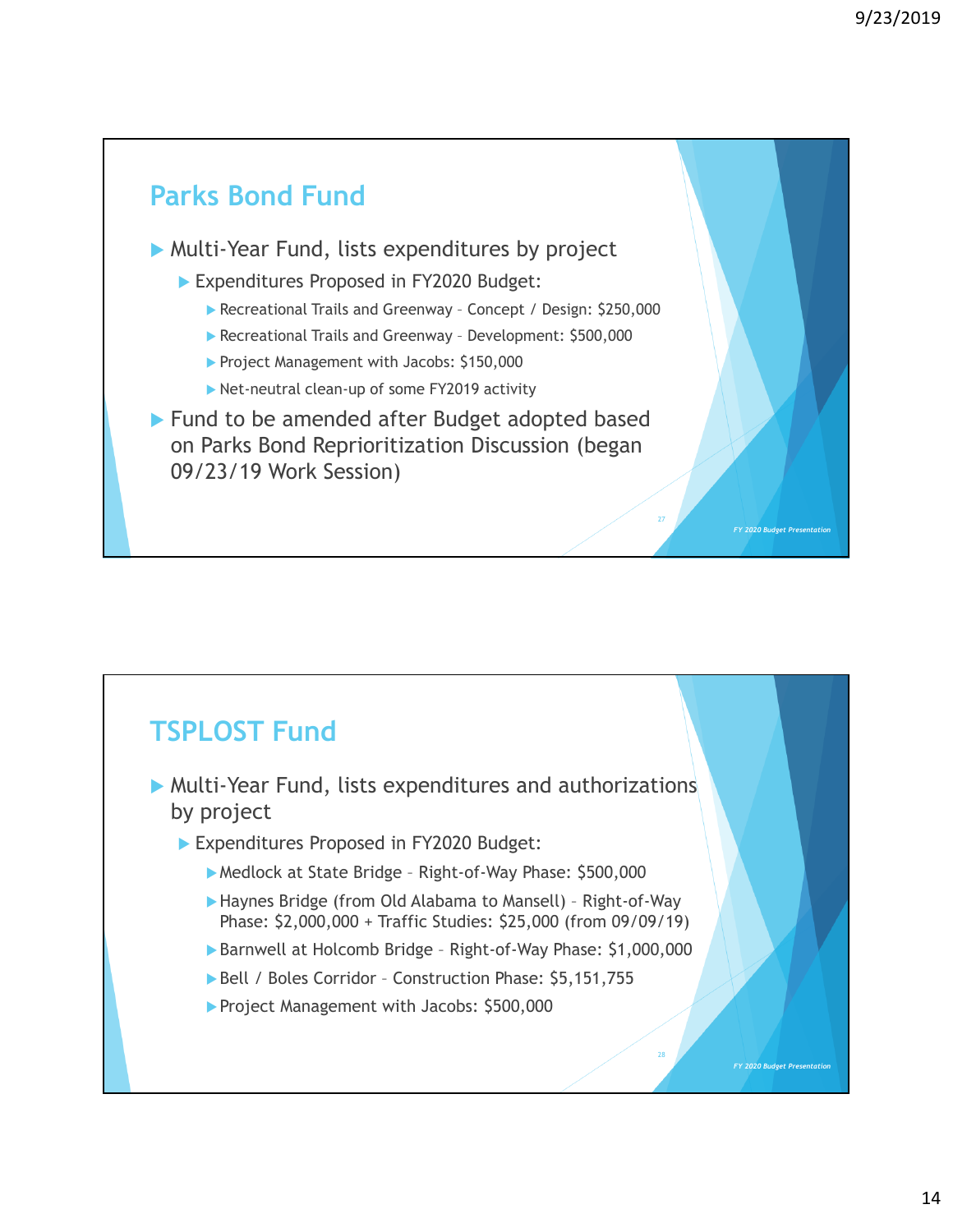## Parks Bond Fund

- Multi-Year Fund, lists expenditures by project
  - Expenditures Proposed in FY2020 Budget:
    - Recreational Trails and Greenway – Concept / Design: $250,000
    - Recreational Trails and Greenway – Development: $500,000
    - Project Management with Jacobs: $150,000
    - Net-neutral clean-up of some FY2019 activity
- Fund to be amended after Budget adopted based on Parks Bond Reprioritization Discussion (began 09/23/19 Work Session)

## TSPLOST Fund

- Multi-Year Fund, lists expenditures and authorizations by project
  - Expenditures Proposed in FY2020 Budget:
    - Medlock at State Bridge – Right-of-Way Phase: $500,000
    - Haynes Bridge (from Old Alabama to Mansell) – Right-of-Way Phase: $2,000,000 + Traffic Studies: $25,000 (from 09/09/19)
    - Barnwell at Holcomb Bridge – Right-of-Way Phase: $1,000,000
    - Bell / Boles Corridor – Construction Phase: $5,151,755
    - Project Management with Jacobs: $500,000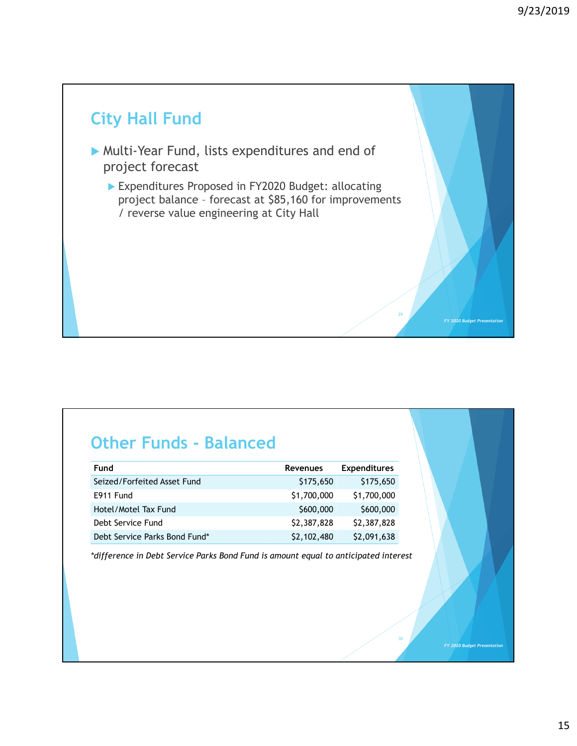## City Hall Fund

- Multi-Year Fund, lists expenditures and end of project forecast
  - Expenditures Proposed in FY2020 Budget: allocating project balance – forecast at $85,160 for improvements / reverse value engineering at City Hall

## Other Funds - Balanced

| Fund | Revenues | Expenditures |
|---|---|---|
| Seized/Forfeited Asset Fund | $175,650 | $175,650 |
| E911 Fund | $1,700,000 | $1,700,000 |
| Hotel/Motel Tax Fund | $600,000 | $600,000 |
| Debt Service Fund | $2,387,828 | $2,387,828 |
| Debt Service Parks Bond Fund* | $2,102,480 | $2,091,638 |

*\*difference in Debt Service Parks Bond Fund is amount equal to anticipated interest*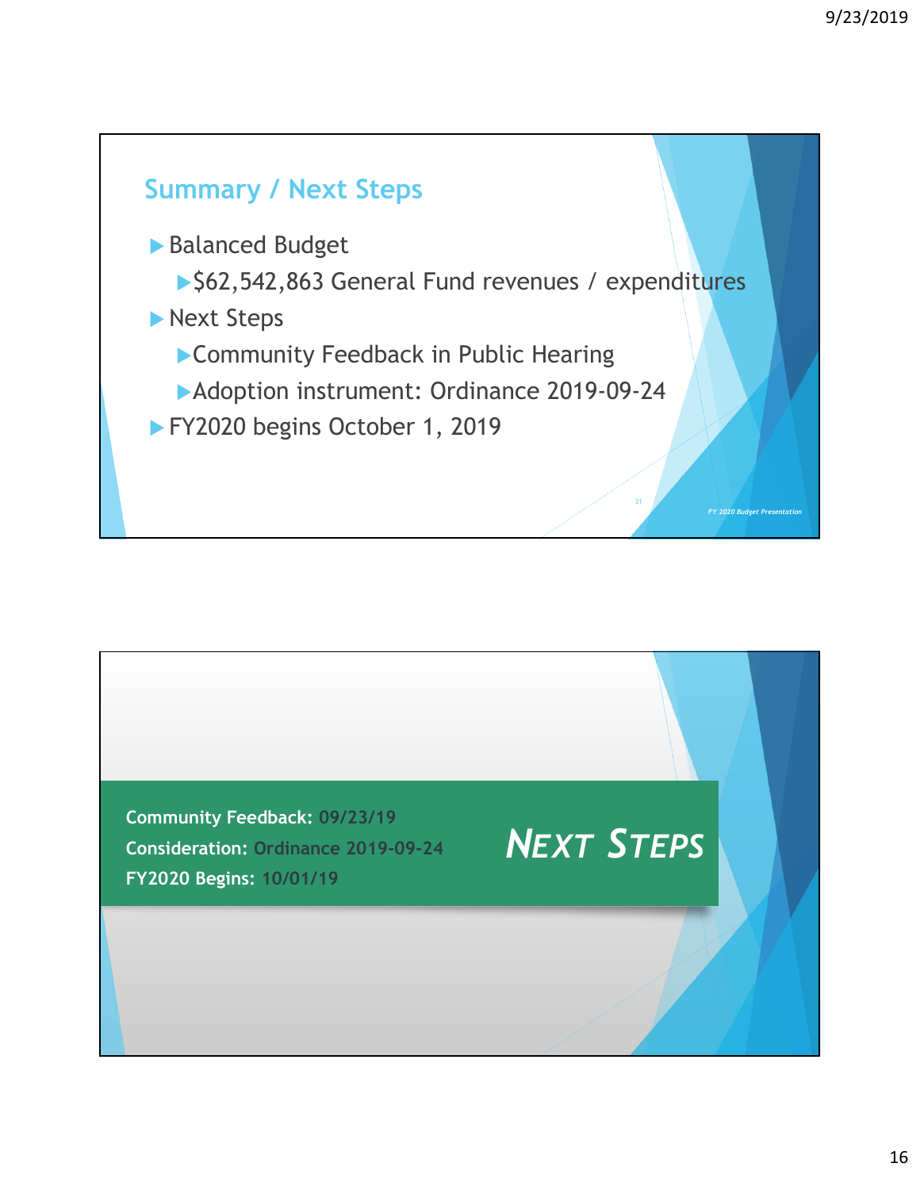## Summary / Next Steps

- Balanced Budget
  - $62,542,863 General Fund revenues / expenditures
- Next Steps
  - Community Feedback in Public Hearing
  - Adoption instrument: Ordinance 2019-09-24
- FY2020 begins October 1, 2019

## Next Steps

**Community Feedback:** 09/23/19

**Consideration:** Ordinance 2019-09-24

**FY2020 Begins:** 10/01/19